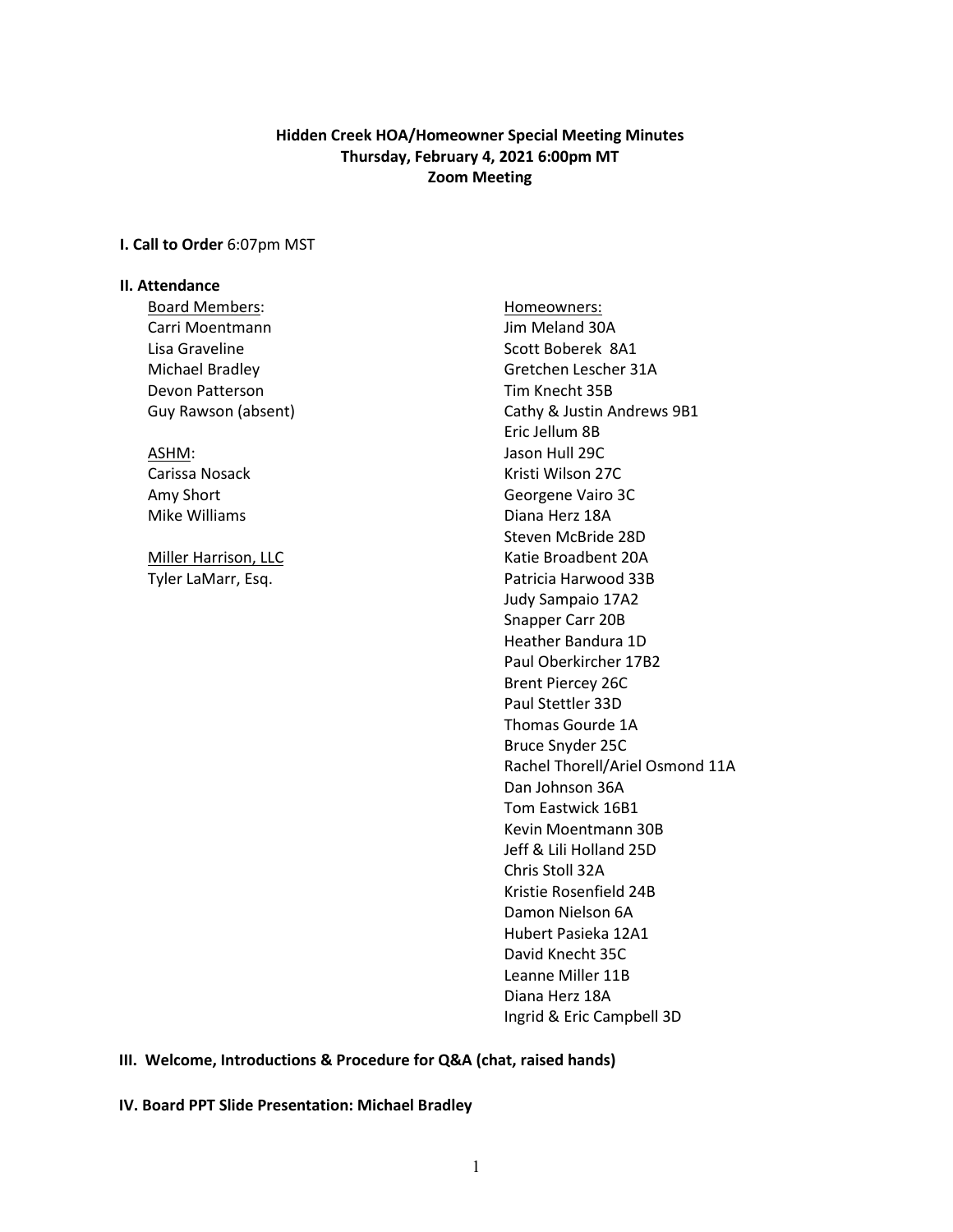**Hidden Creek HOA/Homeowner Special Meeting Minutes**
**Thursday, February 4, 2021 6:00pm MT**
**Zoom Meeting**

**I. Call to Order** 6:07pm MST

**II. Attendance**

Board Members:
Carri Moentmann
Lisa Graveline
Michael Bradley
Devon Patterson
Guy Rawson (absent)

ASHM:
Carissa Nosack
Amy Short
Mike Williams

Miller Harrison, LLC
Tyler LaMarr, Esq.

Homeowners:
Jim Meland 30A
Scott Boberek 8A1
Gretchen Lescher 31A
Tim Knecht 35B
Cathy & Justin Andrews 9B1
Eric Jellum 8B
Jason Hull 29C
Kristi Wilson 27C
Georgene Vairo 3C
Diana Herz 18A
Steven McBride 28D
Katie Broadbent 20A
Patricia Harwood 33B
Judy Sampaio 17A2
Snapper Carr 20B
Heather Bandura 1D
Paul Oberkircher 17B2
Brent Piercey 26C
Paul Stettler 33D
Thomas Gourde 1A
Bruce Snyder 25C
Rachel Thorell/Ariel Osmond 11A
Dan Johnson 36A
Tom Eastwick 16B1
Kevin Moentmann 30B
Jeff & Lili Holland 25D
Chris Stoll 32A
Kristie Rosenfield 24B
Damon Nielson 6A
Hubert Pasieka 12A1
David Knecht 35C
Leanne Miller 11B
Diana Herz 18A
Ingrid & Eric Campbell 3D

**III. Welcome, Introductions & Procedure for Q&A (chat, raised hands)**

**IV. Board PPT Slide Presentation: Michael Bradley**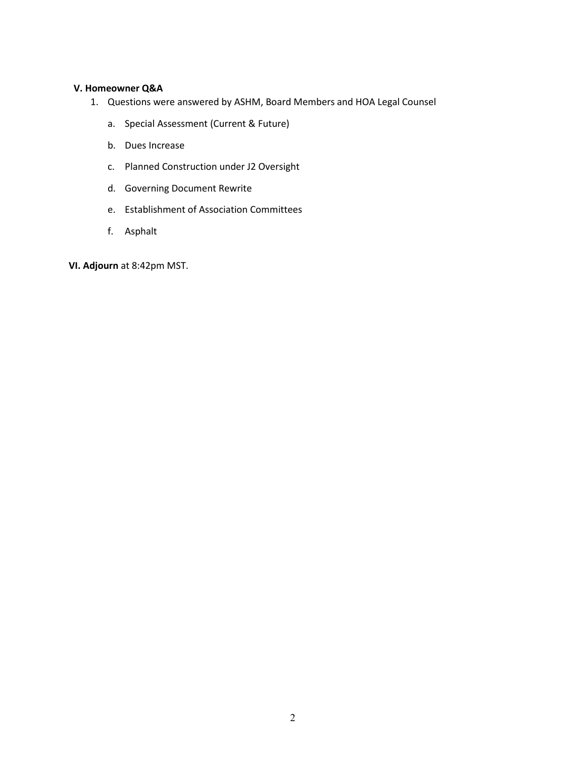**V. Homeowner Q&A**

1. Questions were answered by ASHM, Board Members and HOA Legal Counsel
   a. Special Assessment (Current & Future)
   b. Dues Increase
   c. Planned Construction under J2 Oversight
   d. Governing Document Rewrite
   e. Establishment of Association Committees
   f. Asphalt

**VI. Adjourn** at 8:42pm MST.